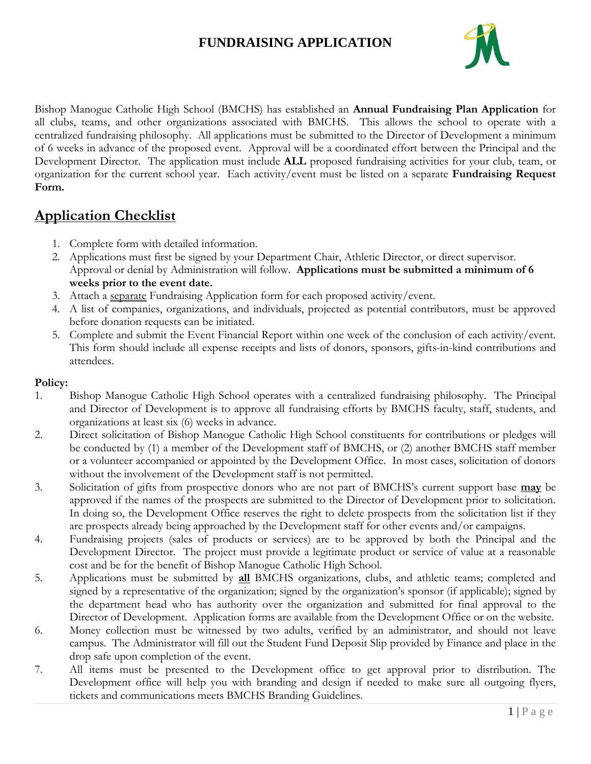# FUNDRAISING APPLICATION

Bishop Manogue Catholic High School (BMCHS) has established an **Annual Fundraising Plan Application** for all clubs, teams, and other organizations associated with BMCHS. This allows the school to operate with a centralized fundraising philosophy. All applications must be submitted to the Director of Development a minimum of 6 weeks in advance of the proposed event. Approval will be a coordinated effort between the Principal and the Development Director. The application must include **ALL** proposed fundraising activities for your club, team, or organization for the current school year. Each activity/event must be listed on a separate **Fundraising Request Form.**

## Application Checklist

1. Complete form with detailed information.
2. Applications must first be signed by your Department Chair, Athletic Director, or direct supervisor. Approval or denial by Administration will follow. **Applications must be submitted a minimum of 6 weeks prior to the event date.**
3. Attach a separate Fundraising Application form for each proposed activity/event.
4. A list of companies, organizations, and individuals, projected as potential contributors, must be approved before donation requests can be initiated.
5. Complete and submit the Event Financial Report within one week of the conclusion of each activity/event. This form should include all expense receipts and lists of donors, sponsors, gifts-in-kind contributions and attendees.

**Policy:**

1. Bishop Manogue Catholic High School operates with a centralized fundraising philosophy. The Principal and Director of Development is to approve all fundraising efforts by BMCHS faculty, staff, students, and organizations at least six (6) weeks in advance.
2. Direct solicitation of Bishop Manogue Catholic High School constituents for contributions or pledges will be conducted by (1) a member of the Development staff of BMCHS, or (2) another BMCHS staff member or a volunteer accompanied or appointed by the Development Office. In most cases, solicitation of donors without the involvement of the Development staff is not permitted.
3. Solicitation of gifts from prospective donors who are not part of BMCHS's current support base **may** be approved if the names of the prospects are submitted to the Director of Development prior to solicitation. In doing so, the Development Office reserves the right to delete prospects from the solicitation list if they are prospects already being approached by the Development staff for other events and/or campaigns.
4. Fundraising projects (sales of products or services) are to be approved by both the Principal and the Development Director. The project must provide a legitimate product or service of value at a reasonable cost and be for the benefit of Bishop Manogue Catholic High School.
5. Applications must be submitted by **all** BMCHS organizations, clubs, and athletic teams; completed and signed by a representative of the organization; signed by the organization's sponsor (if applicable); signed by the department head who has authority over the organization and submitted for final approval to the Director of Development. Application forms are available from the Development Office or on the website.
6. Money collection must be witnessed by two adults, verified by an administrator, and should not leave campus. The Administrator will fill out the Student Fund Deposit Slip provided by Finance and place in the drop safe upon completion of the event.
7. All items must be presented to the Development office to get approval prior to distribution. The Development office will help you with branding and design if needed to make sure all outgoing flyers, tickets and communications meets BMCHS Branding Guidelines.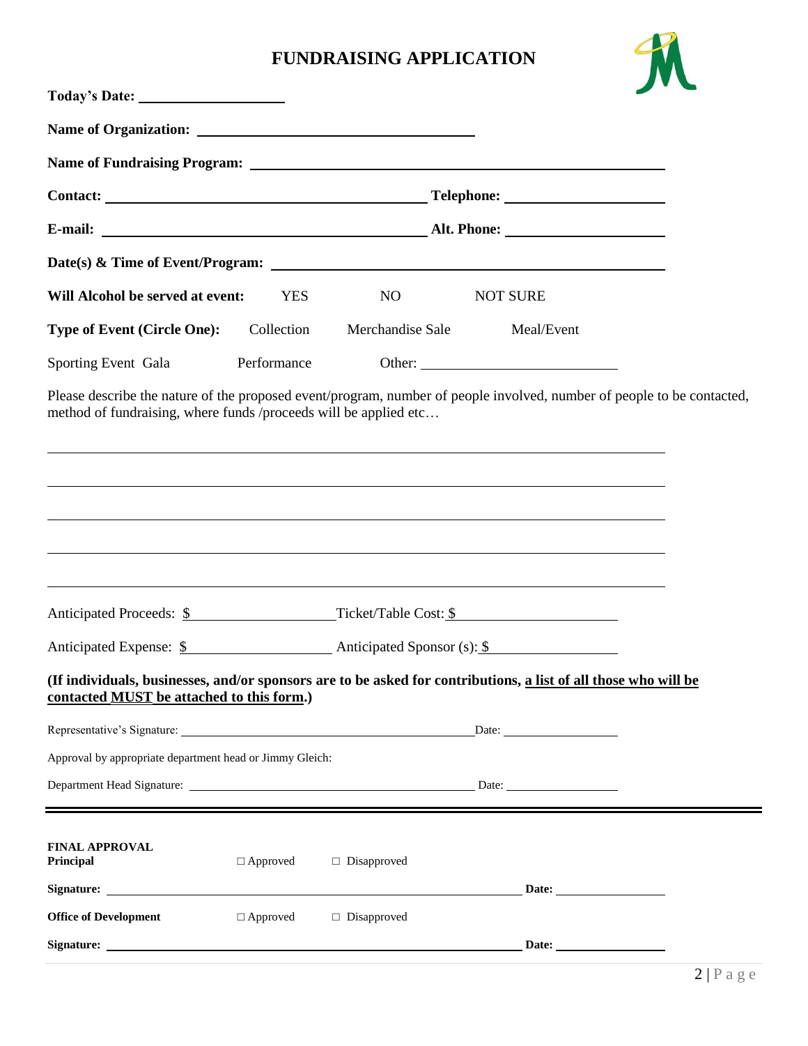# FUNDRAISING APPLICATION

**Today's Date:** ____________________

**Name of Organization:** ________________________________________

**Name of Fundraising Program:** ____________________________________________________________

**Contact:** ________________________________________________ **Telephone:** ______________________

**E-mail:** _________________________________________________ **Alt. Phone:** ______________________

**Date(s) & Time of Event/Program:** ____________________________________________________________

**Will Alcohol be served at event:** YES NO NOT SURE

**Type of Event (Circle One):** Collection Merchandise Sale Meal/Event

Sporting Event Gala Performance Other: ____________________________

Please describe the nature of the proposed event/program, number of people involved, number of people to be contacted, method of fundraising, where funds /proceeds will be applied etc…

______________________________________________________________________________________________

______________________________________________________________________________________________

______________________________________________________________________________________________

______________________________________________________________________________________________

______________________________________________________________________________________________

Anticipated Proceeds: $____________________ Ticket/Table Cost: $______________________

Anticipated Expense: $____________________ Anticipated Sponsor (s): $__________________

**(If individuals, businesses, and/or sponsors are to be asked for contributions, <u>a list of all those who will be contacted <u>MUST</u> be attached to this form</u>.)**

Representative's Signature: ________________________________________________ Date: ____________________

Approval by appropriate department head or Jimmy Gleich:

Department Head Signature: ______________________________________________ Date: ____________________

---

**FINAL APPROVAL**
**Principal** □ Approved □ Disapproved

**Signature:** ________________________________________________________________ **Date:** ____________________

**Office of Development** □ Approved □ Disapproved

**Signature:** ________________________________________________________________ **Date:** ____________________